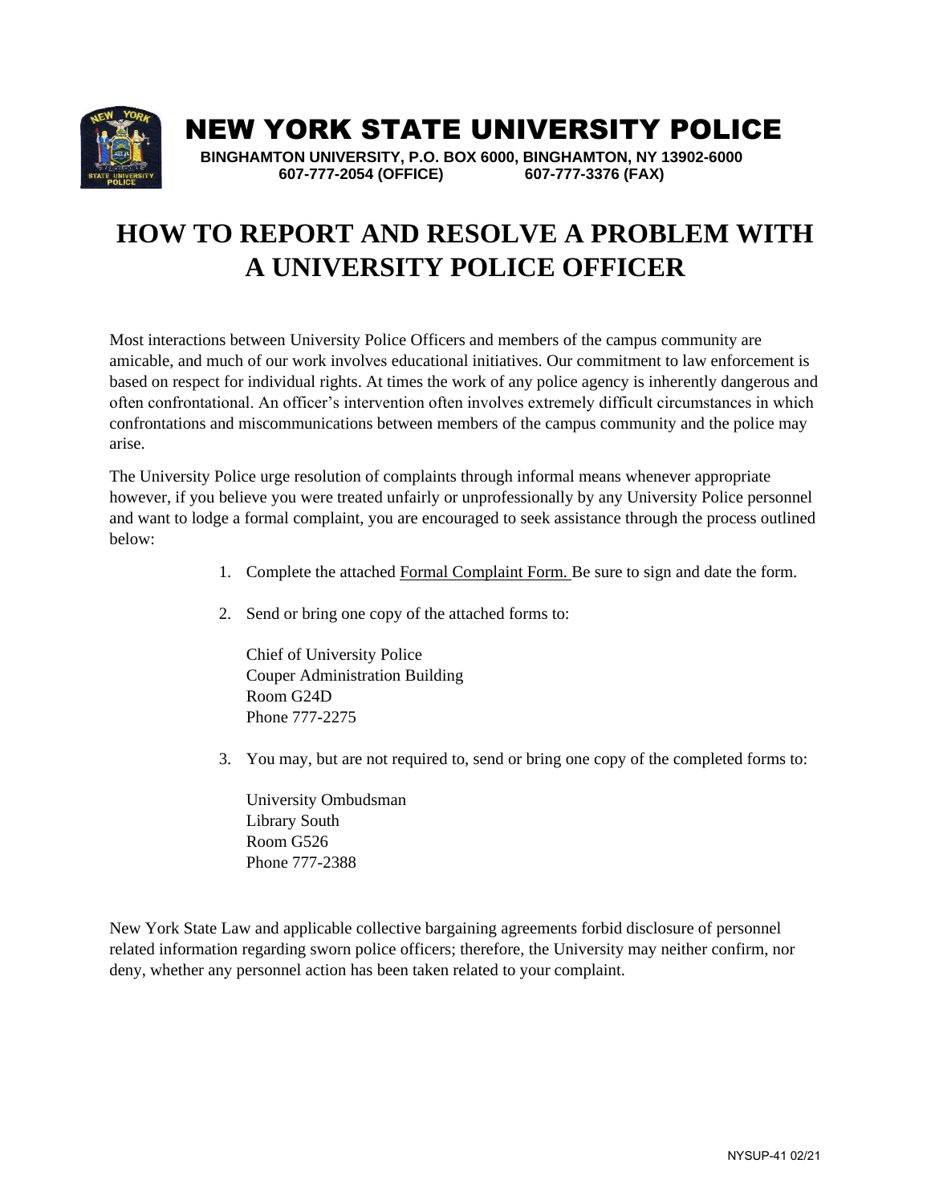# NEW YORK STATE UNIVERSITY POLICE

**BINGHAMTON UNIVERSITY, P.O. BOX 6000, BINGHAMTON, NY 13902-6000**
**607-777-2054 (OFFICE) 607-777-3376 (FAX)**

# HOW TO REPORT AND RESOLVE A PROBLEM WITH A UNIVERSITY POLICE OFFICER

Most interactions between University Police Officers and members of the campus community are amicable, and much of our work involves educational initiatives. Our commitment to law enforcement is based on respect for individual rights. At times the work of any police agency is inherently dangerous and often confrontational. An officer's intervention often involves extremely difficult circumstances in which confrontations and miscommunications between members of the campus community and the police may arise.

The University Police urge resolution of complaints through informal means whenever appropriate however, if you believe you were treated unfairly or unprofessionally by any University Police personnel and want to lodge a formal complaint, you are encouraged to seek assistance through the process outlined below:

1. Complete the attached Formal Complaint Form. Be sure to sign and date the form.

2. Send or bring one copy of the attached forms to:

   Chief of University Police
   Couper Administration Building
   Room G24D
   Phone 777-2275

3. You may, but are not required to, send or bring one copy of the completed forms to:

   University Ombudsman
   Library South
   Room G526
   Phone 777-2388

New York State Law and applicable collective bargaining agreements forbid disclosure of personnel related information regarding sworn police officers; therefore, the University may neither confirm, nor deny, whether any personnel action has been taken related to your complaint.

NYSUP-41 02/21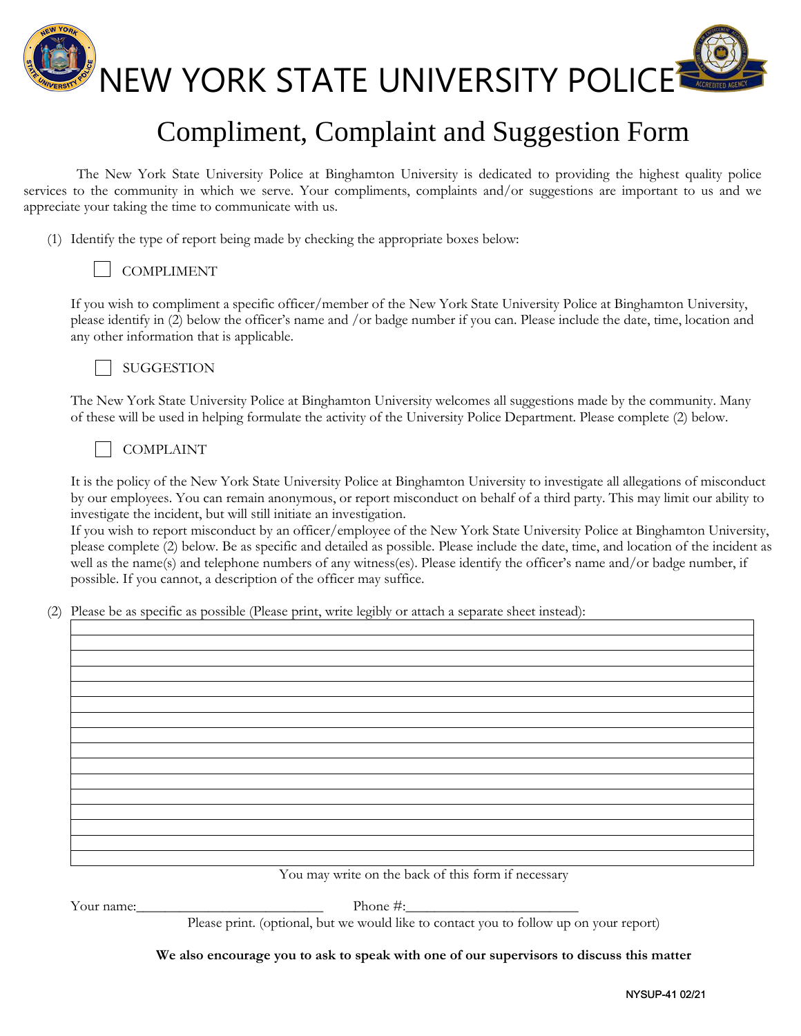# NEW YORK STATE UNIVERSITY POLICE

## Compliment, Complaint and Suggestion Form

The New York State University Police at Binghamton University is dedicated to providing the highest quality police services to the community in which we serve. Your compliments, complaints and/or suggestions are important to us and we appreciate your taking the time to communicate with us.

(1) Identify the type of report being made by checking the appropriate boxes below:

☐ COMPLIMENT

If you wish to compliment a specific officer/member of the New York State University Police at Binghamton University, please identify in (2) below the officer's name and /or badge number if you can. Please include the date, time, location and any other information that is applicable.

☐ SUGGESTION

The New York State University Police at Binghamton University welcomes all suggestions made by the community. Many of these will be used in helping formulate the activity of the University Police Department. Please complete (2) below.

☐ COMPLAINT

It is the policy of the New York State University Police at Binghamton University to investigate all allegations of misconduct by our employees. You can remain anonymous, or report misconduct on behalf of a third party. This may limit our ability to investigate the incident, but will still initiate an investigation.

If you wish to report misconduct by an officer/employee of the New York State University Police at Binghamton University, please complete (2) below. Be as specific and detailed as possible. Please include the date, time, and location of the incident as well as the name(s) and telephone numbers of any witness(es). Please identify the officer's name and/or badge number, if possible. If you cannot, a description of the officer may suffice.

(2) Please be as specific as possible (Please print, write legibly or attach a separate sheet instead):

| |
|---|
| |
| |
| |
| |
| |
| |
| |
| |
| |
| |
| |
| |
| |
| |
| |

You may write on the back of this form if necessary

Your name:__________________________ Phone #:________________________

Please print. (optional, but we would like to contact you to follow up on your report)

**We also encourage you to ask to speak with one of our supervisors to discuss this matter**

NYSUP-41 02/21